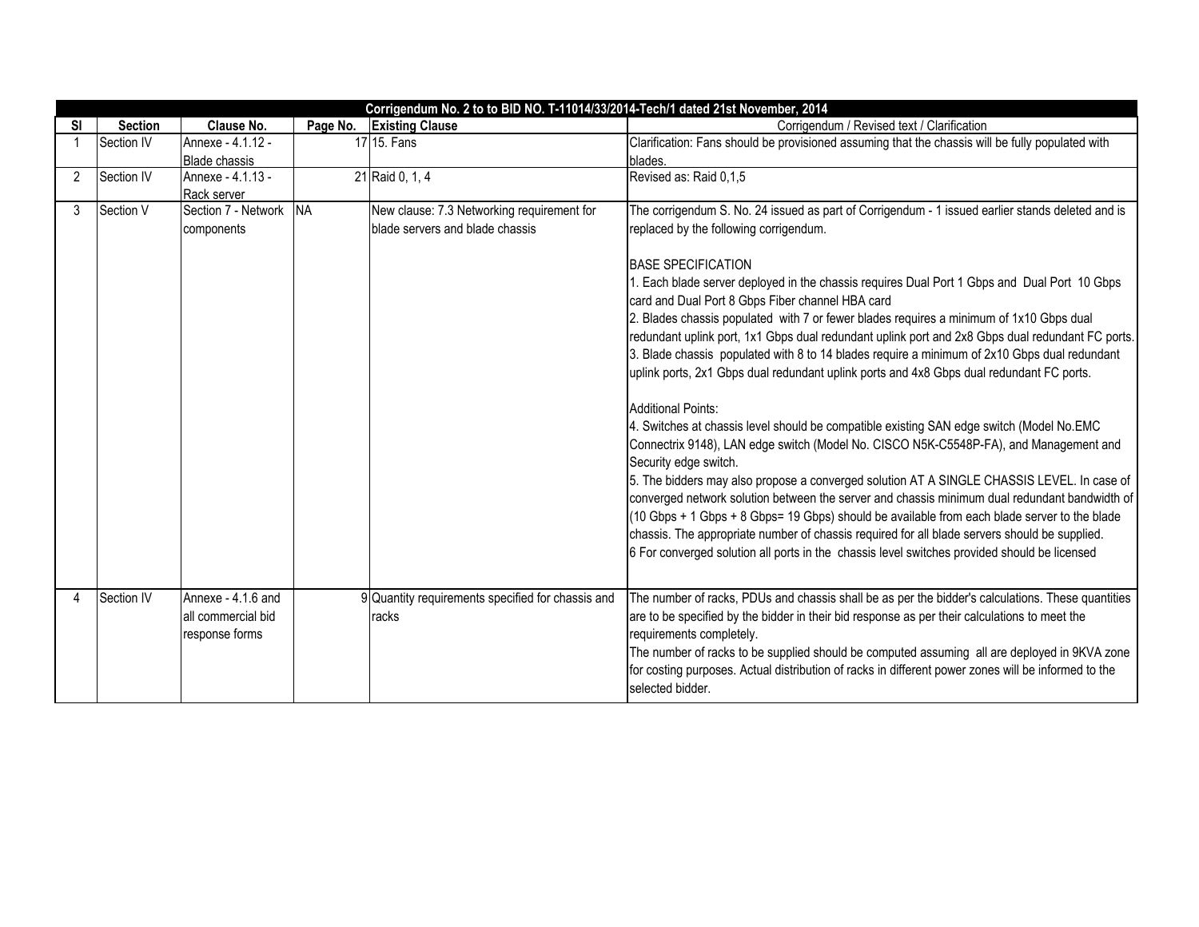| Corrigendum No. 2 to to BID NO. T-11014/33/2014-Tech/1 dated 21st November, 2014 | | | | | |
|---|---|---|---|---|---|
| Sl | Section | Clause No. | Page No. | Existing Clause | Corrigendum / Revised text / Clarification |
| 1 | Section IV | Annexe - 4.1.12 - Blade chassis | 17 | 15. Fans | Clarification: Fans should be provisioned assuming that the chassis will be fully populated with blades. |
| 2 | Section IV | Annexe - 4.1.13 - Rack server | 21 | Raid 0, 1, 4 | Revised as: Raid 0,1,5 |
| 3 | Section V | Section 7 - Network components | NA | New clause: 7.3 Networking requirement for blade servers and blade chassis | The corrigendum S. No. 24 issued as part of Corrigendum - 1 issued earlier stands deleted and is replaced by the following corrigendum.<br><br>BASE SPECIFICATION<br>1. Each blade server deployed in the chassis requires Dual Port 1 Gbps and Dual Port 10 Gbps card and Dual Port 8 Gbps Fiber channel HBA card<br>2. Blades chassis populated with 7 or fewer blades requires a minimum of 1x10 Gbps dual redundant uplink port, 1x1 Gbps dual redundant uplink port and 2x8 Gbps dual redundant FC ports.<br>3. Blade chassis populated with 8 to 14 blades require a minimum of 2x10 Gbps dual redundant uplink ports, 2x1 Gbps dual redundant uplink ports and 4x8 Gbps dual redundant FC ports.<br><br>Additional Points:<br>4. Switches at chassis level should be compatible existing SAN edge switch (Model No.EMC Connectrix 9148), LAN edge switch (Model No. CISCO N5K-C5548P-FA), and Management and Security edge switch.<br>5. The bidders may also propose a converged solution AT A SINGLE CHASSIS LEVEL. In case of converged network solution between the server and chassis minimum dual redundant bandwidth of (10 Gbps + 1 Gbps + 8 Gbps= 19 Gbps) should be available from each blade server to the blade chassis. The appropriate number of chassis required for all blade servers should be supplied.<br>6 For converged solution all ports in the chassis level switches provided should be licensed |
| 4 | Section IV | Annexe - 4.1.6 and all commercial bid response forms | 9 | Quantity requirements specified for chassis and racks | The number of racks, PDUs and chassis shall be as per the bidder's calculations. These quantities are to be specified by the bidder in their bid response as per their calculations to meet the requirements completely.<br>The number of racks to be supplied should be computed assuming all are deployed in 9KVA zone for costing purposes. Actual distribution of racks in different power zones will be informed to the selected bidder. |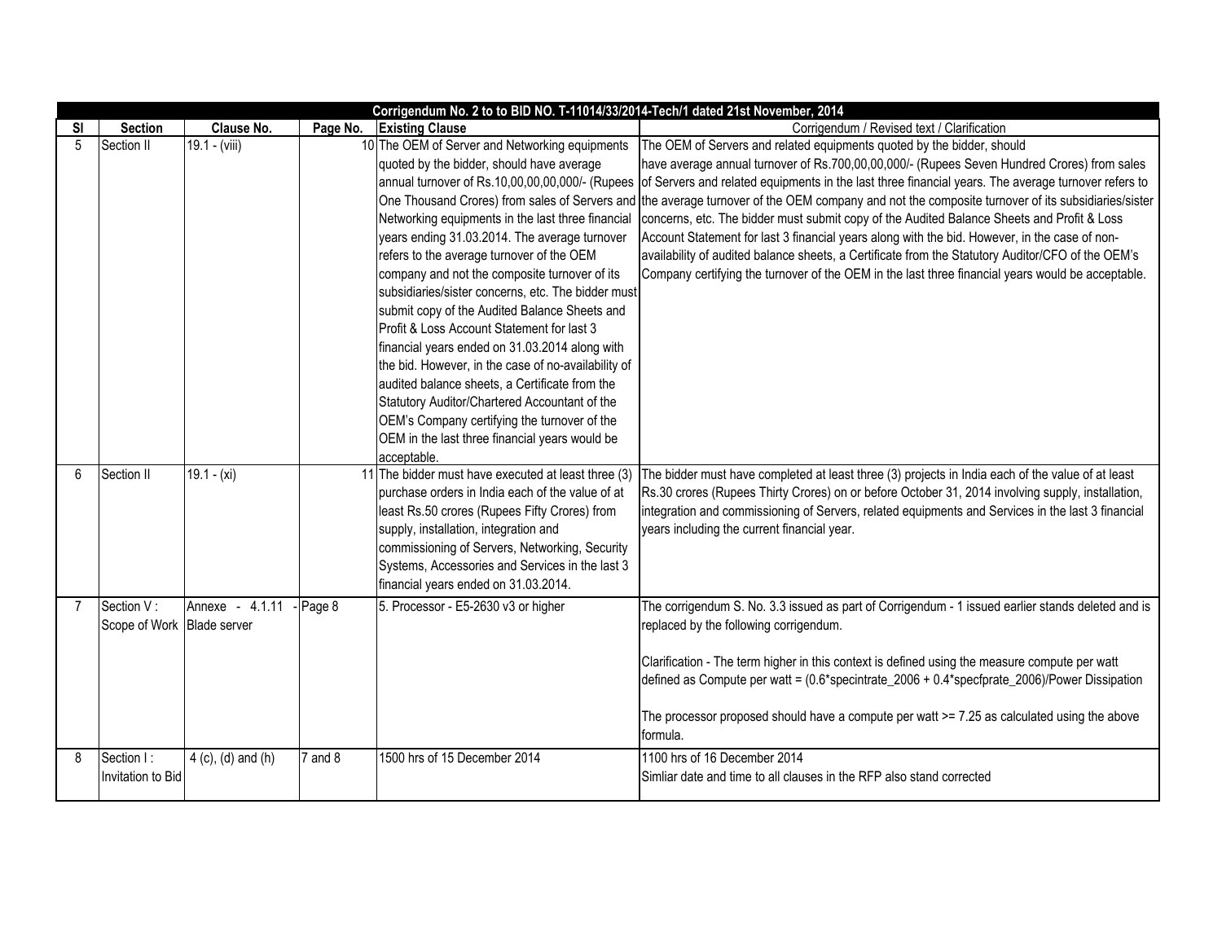| Corrigendum No. 2 to to BID NO. T-11014/33/2014-Tech/1 dated 21st November, 2014 | | | | | |
|---|---|---|---|---|---|
| Sl | Section | Clause No. | Page No. | Existing Clause | Corrigendum / Revised text / Clarification |
| 5 | Section II | 19.1 - (viii) | 10 | The OEM of Servers and Networking equipments quoted by the bidder, should have average annual turnover of Rs.10,00,00,00,000/- (Rupees One Thousand Crores) from sales of Servers and Networking equipments in the last three financial years ending 31.03.2014. The average turnover refers to the average turnover of the OEM company and not the composite turnover of its subsidiaries/sister concerns, etc. The bidder must submit copy of the Audited Balance Sheets and Profit & Loss Account Statement for last 3 financial years ended on 31.03.2014 along with the bid. However, in the case of no-availability of audited balance sheets, a Certificate from the Statutory Auditor/Chartered Accountant of the OEM's Company certifying the turnover of the OEM in the last three financial years would be acceptable. | The OEM of Servers and related equipments quoted by the bidder, should have average annual turnover of Rs.700,00,00,000/- (Rupees Seven Hundred Crores) from sales of Servers and related equipments in the last three financial years. The average turnover refers to the average turnover of the OEM company and not the composite turnover of its subsidiaries/sister concerns, etc. The bidder must submit copy of the Audited Balance Sheets and Profit & Loss Account Statement for last 3 financial years along with the bid. However, in the case of non-availability of audited balance sheets, a Certificate from the Statutory Auditor/CFO of the OEM's Company certifying the turnover of the OEM in the last three financial years would be acceptable. |
| 6 | Section II | 19.1 - (xi) | 11 | The bidder must have executed at least three (3) purchase orders in India each of the value of at least Rs.50 crores (Rupees Fifty Crores) from supply, installation, integration and commissioning of Servers, Networking, Security Systems, Accessories and Services in the last 3 financial years ended on 31.03.2014. | The bidder must have completed at least three (3) projects in India each of the value of at least Rs.30 crores (Rupees Thirty Crores) on or before October 31, 2014 involving supply, installation, integration and commissioning of Servers, related equipments and Services in the last 3 financial years including the current financial year. |
| 7 | Section V : Scope of Work | Annexe - 4.1.11 - Blade server | Page 8 | 5. Processor - E5-2630 v3 or higher | The corrigendum S. No. 3.3 issued as part of Corrigendum - 1 issued earlier stands deleted and is replaced by the following corrigendum.<br><br>Clarification - The term higher in this context is defined using the measure compute per watt defined as Compute per watt = (0.6*specintrate_2006 + 0.4*specfprate_2006)/Power Dissipation<br><br>The processor proposed should have a compute per watt >= 7.25 as calculated using the above formula. |
| 8 | Section I : Invitation to Bid | 4 (c), (d) and (h) | 7 and 8 | 1500 hrs of 15 December 2014 | 1100 hrs of 16 December 2014<br>Simliar date and time to all clauses in the RFP also stand corrected |